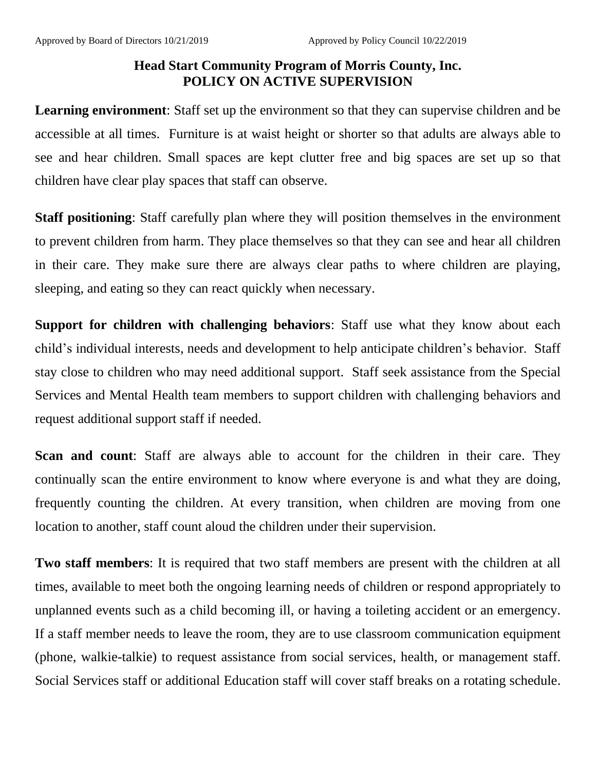Approved by Board of Directors 10/21/2019 Approved by Policy Council 10/22/2019

# Head Start Community Program of Morris County, Inc.
# POLICY ON ACTIVE SUPERVISION

**Learning environment**: Staff set up the environment so that they can supervise children and be accessible at all times. Furniture is at waist height or shorter so that adults are always able to see and hear children. Small spaces are kept clutter free and big spaces are set up so that children have clear play spaces that staff can observe.

**Staff positioning**: Staff carefully plan where they will position themselves in the environment to prevent children from harm. They place themselves so that they can see and hear all children in their care. They make sure there are always clear paths to where children are playing, sleeping, and eating so they can react quickly when necessary.

**Support for children with challenging behaviors**: Staff use what they know about each child's individual interests, needs and development to help anticipate children's behavior. Staff stay close to children who may need additional support. Staff seek assistance from the Special Services and Mental Health team members to support children with challenging behaviors and request additional support staff if needed.

**Scan and count**: Staff are always able to account for the children in their care. They continually scan the entire environment to know where everyone is and what they are doing, frequently counting the children. At every transition, when children are moving from one location to another, staff count aloud the children under their supervision.

**Two staff members**: It is required that two staff members are present with the children at all times, available to meet both the ongoing learning needs of children or respond appropriately to unplanned events such as a child becoming ill, or having a toileting accident or an emergency. If a staff member needs to leave the room, they are to use classroom communication equipment (phone, walkie-talkie) to request assistance from social services, health, or management staff. Social Services staff or additional Education staff will cover staff breaks on a rotating schedule.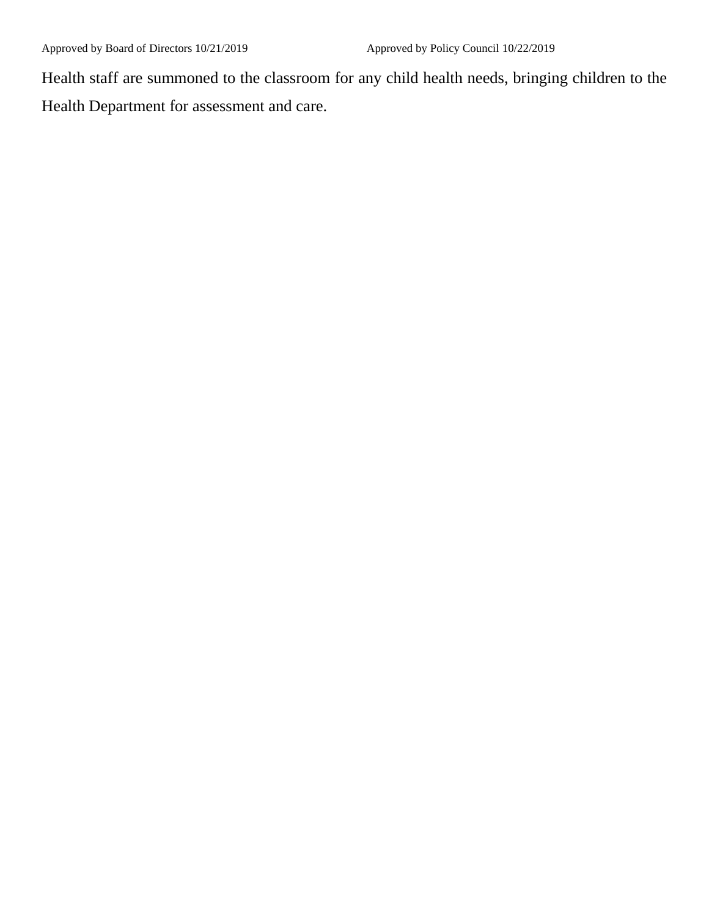Health staff are summoned to the classroom for any child health needs, bringing children to the Health Department for assessment and care.